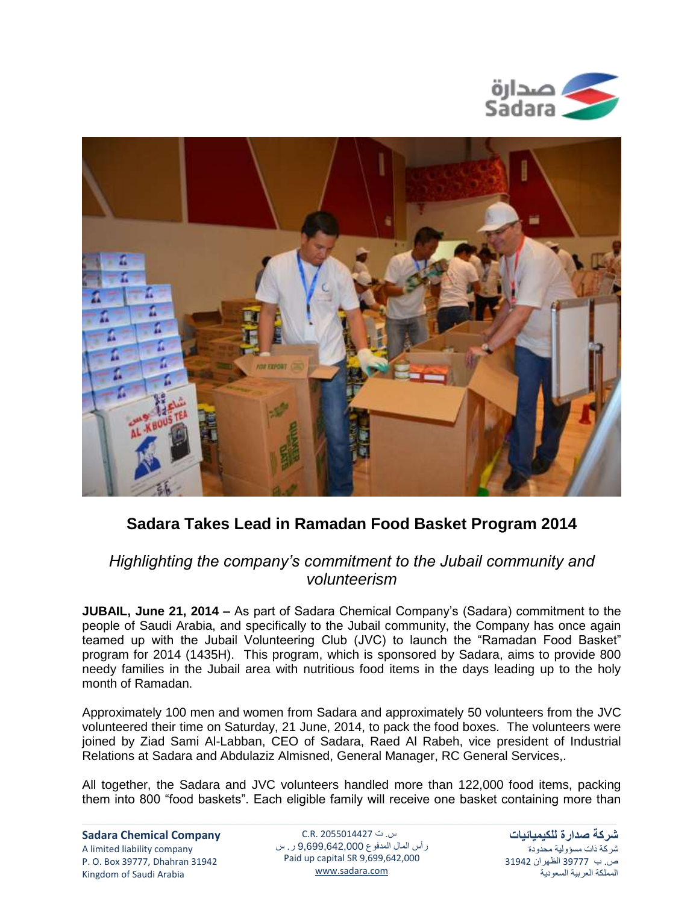# Sadara Takes Lead in Ramadan Food Basket Program 2014

*Highlighting the company's commitment to the Jubail community and volunteerism*

**JUBAIL, June 21, 2014 –** As part of Sadara Chemical Company's (Sadara) commitment to the people of Saudi Arabia, and specifically to the Jubail community, the Company has once again teamed up with the Jubail Volunteering Club (JVC) to launch the "Ramadan Food Basket" program for 2014 (1435H). This program, which is sponsored by Sadara, aims to provide 800 needy families in the Jubail area with nutritious food items in the days leading up to the holy month of Ramadan.

Approximately 100 men and women from Sadara and approximately 50 volunteers from the JVC volunteered their time on Saturday, 21 June, 2014, to pack the food boxes. The volunteers were joined by Ziad Sami Al-Labban, CEO of Sadara, Raed Al Rabeh, vice president of Industrial Relations at Sadara and Abdulaziz Almisned, General Manager, RC General Services,.

All together, the Sadara and JVC volunteers handled more than 122,000 food items, packing them into 800 "food baskets". Each eligible family will receive one basket containing more than

**Sadara Chemical Company**
A limited liability company
P. O. Box 39777, Dhahran 31942
Kingdom of Saudi Arabia

س. ت 2055014427 C.R.
رأس المال المدفوع 9,699,642,000 ر. س
Paid up capital SR 9,699,642,000
www.sadara.com

**شركة صدارة للكيميائيات**
شركة ذات مسؤولية محدودة
ص. ب 39777 الظهران 31942
المملكة العربية السعودية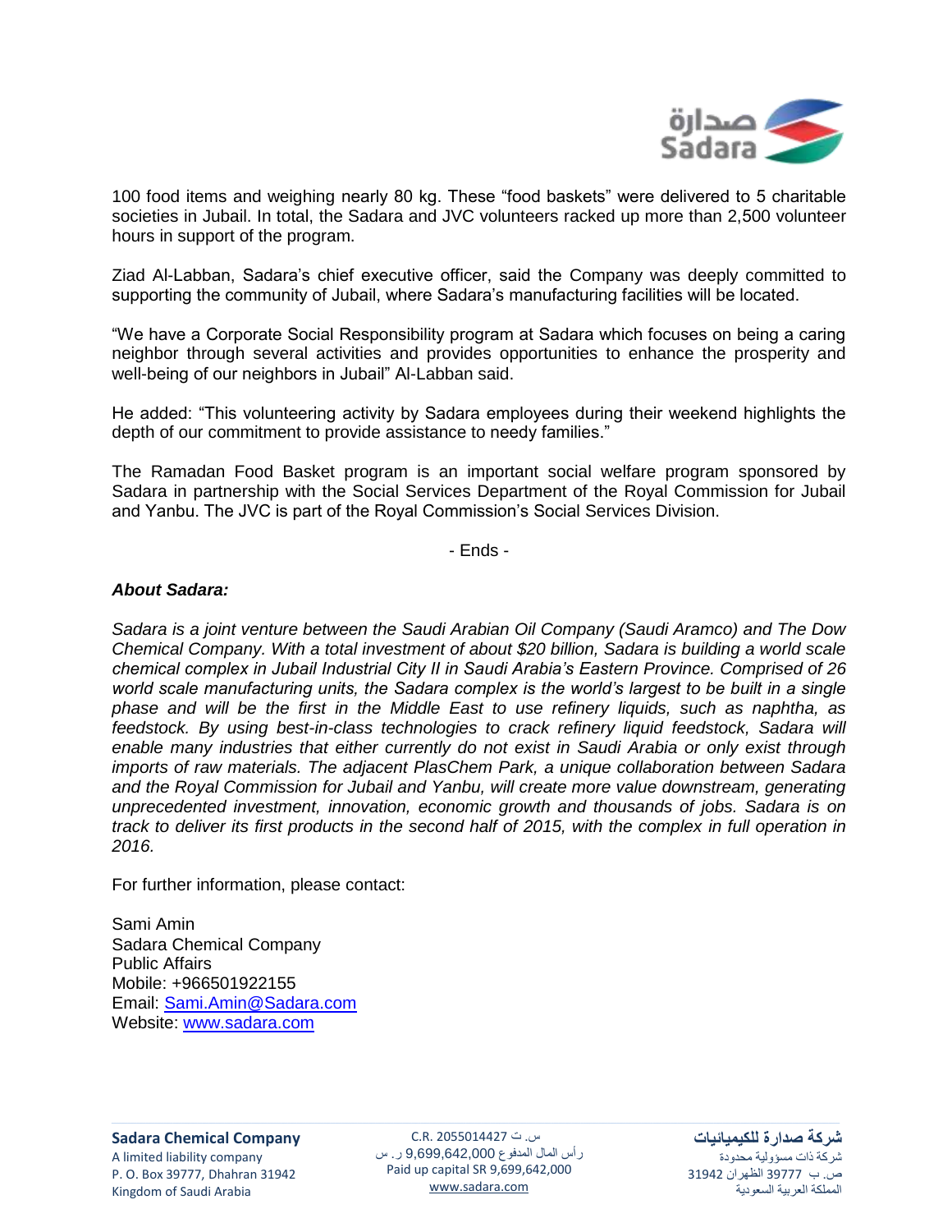100 food items and weighing nearly 80 kg. These "food baskets" were delivered to 5 charitable societies in Jubail. In total, the Sadara and JVC volunteers racked up more than 2,500 volunteer hours in support of the program.

Ziad Al-Labban, Sadara's chief executive officer, said the Company was deeply committed to supporting the community of Jubail, where Sadara's manufacturing facilities will be located.

"We have a Corporate Social Responsibility program at Sadara which focuses on being a caring neighbor through several activities and provides opportunities to enhance the prosperity and well-being of our neighbors in Jubail" Al-Labban said.

He added: "This volunteering activity by Sadara employees during their weekend highlights the depth of our commitment to provide assistance to needy families."

The Ramadan Food Basket program is an important social welfare program sponsored by Sadara in partnership with the Social Services Department of the Royal Commission for Jubail and Yanbu. The JVC is part of the Royal Commission's Social Services Division.

- Ends -

***About Sadara:***

*Sadara is a joint venture between the Saudi Arabian Oil Company (Saudi Aramco) and The Dow Chemical Company. With a total investment of about $20 billion, Sadara is building a world scale chemical complex in Jubail Industrial City II in Saudi Arabia's Eastern Province. Comprised of 26 world scale manufacturing units, the Sadara complex is the world's largest to be built in a single phase and will be the first in the Middle East to use refinery liquids, such as naphtha, as feedstock. By using best-in-class technologies to crack refinery liquid feedstock, Sadara will enable many industries that either currently do not exist in Saudi Arabia or only exist through imports of raw materials. The adjacent PlasChem Park, a unique collaboration between Sadara and the Royal Commission for Jubail and Yanbu, will create more value downstream, generating unprecedented investment, innovation, economic growth and thousands of jobs. Sadara is on track to deliver its first products in the second half of 2015, with the complex in full operation in 2016.*

For further information, please contact:

Sami Amin
Sadara Chemical Company
Public Affairs
Mobile: +966501922155
Email: Sami.Amin@Sadara.com
Website: www.sadara.com

**Sadara Chemical Company**
A limited liability company
P. O. Box 39777, Dhahran 31942
Kingdom of Saudi Arabia

س. ت C.R. 2055014427
رأس المال المدفوع 9,699,642,000 ر. س
Paid up capital SR 9,699,642,000
www.sadara.com

**شركة صدارة للكيميائيات**
شركة ذات مسؤولية محدودة
ص. ب 39777 الظهران 31942
المملكة العربية السعودية